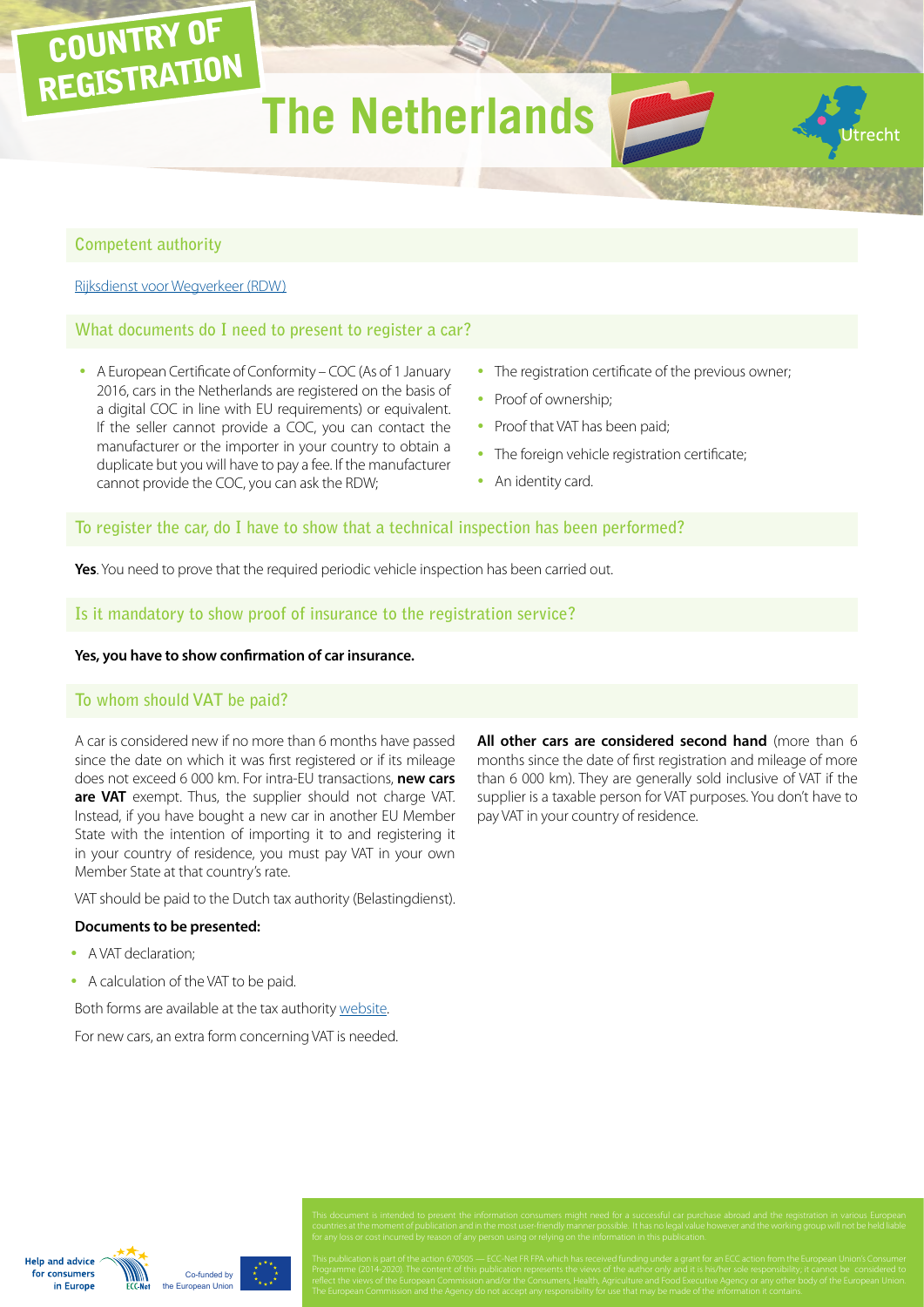# COUNTRY OF REGISTRATION

# The Netherlands

Utrecht

## Competent authority

Rijksdienst voor Wegverkeer (RDW)

## What documents do I need to present to register a car?

- A European Certificate of Conformity – COC (As of 1 January 2016, cars in the Netherlands are registered on the basis of a digital COC in line with EU requirements) or equivalent. If the seller cannot provide a COC, you can contact the manufacturer or the importer in your country to obtain a duplicate but you will have to pay a fee. If the manufacturer cannot provide the COC, you can ask the RDW;
- The registration certificate of the previous owner;
- Proof of ownership;
- Proof that VAT has been paid;
- The foreign vehicle registration certificate;
- An identity card.

## To register the car, do I have to show that a technical inspection has been performed?

**Yes**. You need to prove that the required periodic vehicle inspection has been carried out.

## Is it mandatory to show proof of insurance to the registration service?

**Yes, you have to show confirmation of car insurance.**

## To whom should VAT be paid?

A car is considered new if no more than 6 months have passed since the date on which it was first registered or if its mileage does not exceed 6 000 km. For intra-EU transactions, **new cars are VAT** exempt. Thus, the supplier should not charge VAT. Instead, if you have bought a new car in another EU Member State with the intention of importing it to and registering it in your country of residence, you must pay VAT in your own Member State at that country's rate.

VAT should be paid to the Dutch tax authority (Belastingdienst).

**Documents to be presented:**

- A VAT declaration;
- A calculation of the VAT to be paid.

Both forms are available at the tax authority website.

For new cars, an extra form concerning VAT is needed.

**All other cars are considered second hand** (more than 6 months since the date of first registration and mileage of more than 6 000 km). They are generally sold inclusive of VAT if the supplier is a taxable person for VAT purposes. You don't have to pay VAT in your country of residence.

This document is intended to present the information consumers might need for a successful car purchase abroad and the registration in various European countries at the moment of publication and in the most user-friendly manner possible. It has no legal value however and the working group will not be held liable for any loss or cost incurred by reason of any person using or relying on the information in this publication.

This publication is part of the action 670505 — ECC-Net FR FPA which has received funding under a grant for an ECC action from the European Union's Consumer Programme (2014-2020). The content of this publication represents the views of the author only and it is his/her sole responsibility; it cannot be considered to reflect the views of the European Commission and/or the Consumers, Health, Agriculture and Food Executive Agency or any other body of the European Union. The European Commission and the Agency do not accept any responsibility for use that may be made of the information it contains.

Help and advice for consumers in Europe — ECC-Net — Co-funded by the European Union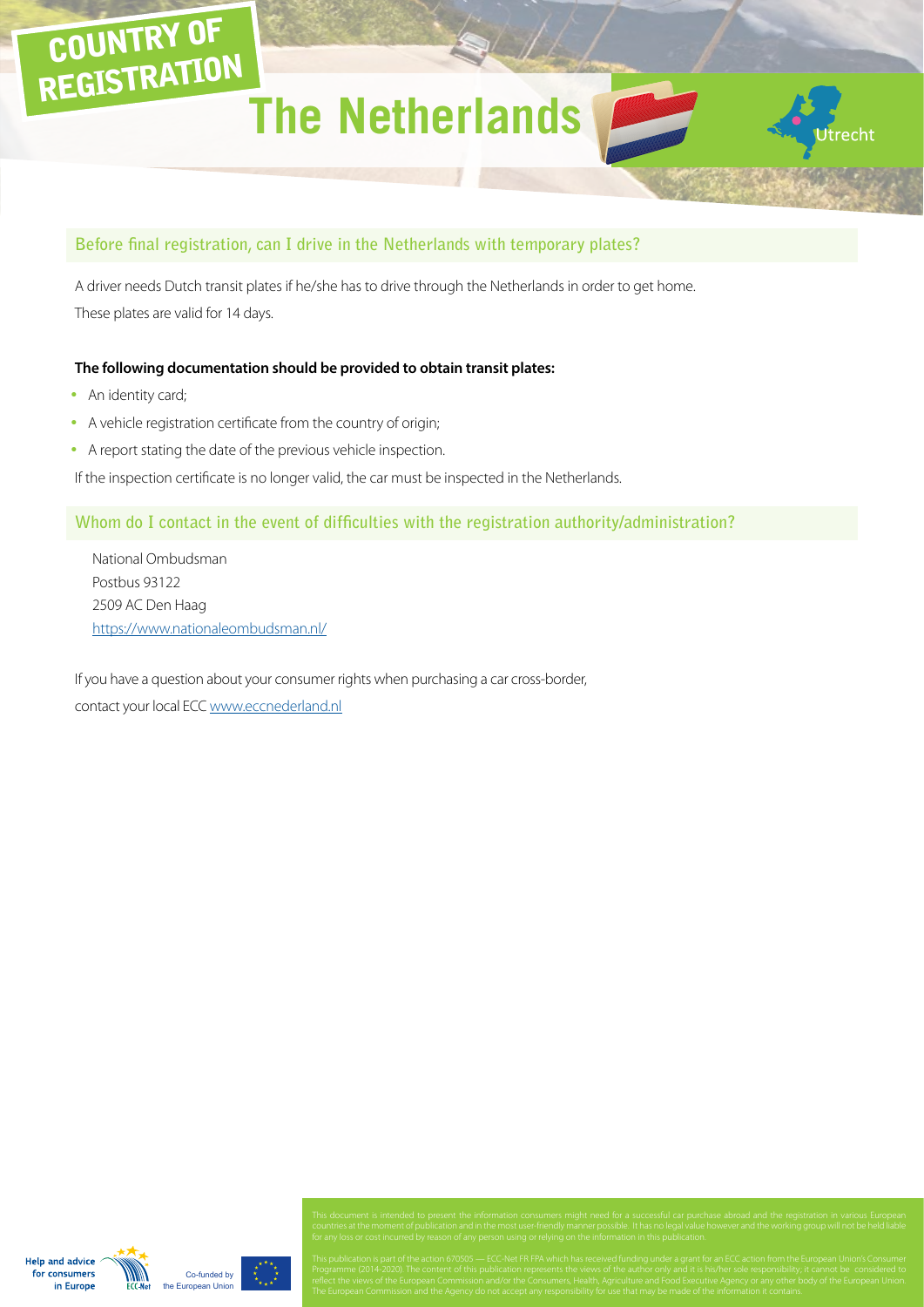COUNTRY OF REGISTRATION

# The Netherlands

Utrecht

## Before final registration, can I drive in the Netherlands with temporary plates?

A driver needs Dutch transit plates if he/she has to drive through the Netherlands in order to get home.

These plates are valid for 14 days.

**The following documentation should be provided to obtain transit plates:**

- An identity card;
- A vehicle registration certificate from the country of origin;
- A report stating the date of the previous vehicle inspection.

If the inspection certificate is no longer valid, the car must be inspected in the Netherlands.

## Whom do I contact in the event of difficulties with the registration authority/administration?

National Ombudsman
Postbus 93122
2509 AC Den Haag
https://www.nationaleombudsman.nl/

If you have a question about your consumer rights when purchasing a car cross-border, contact your local ECC www.eccnederland.nl

Help and advice for consumers in Europe

ECC-Net

Co-funded by the European Union

This document is intended to present the information consumers might need for a successful car purchase abroad and the registration in various European countries at the moment of publication and in the most user-friendly manner possible. It has no legal value however and the working group will not be held liable for any loss or cost incurred by reason of any person using or relying on the information in this publication.

This publication is part of the action 670505 — ECC-Net FR FPA which has received funding under a grant for an ECC action from the European Union's Consumer Programme (2014-2020). The content of this publication represents the views of the author only and it is his/her sole responsibility; it cannot be considered to reflect the views of the European Commission and/or the Consumers, Health, Agriculture and Food Executive Agency or any other body of the European Union. The European Commission and the Agency do not accept any responsibility for use that may be made of the information it contains.